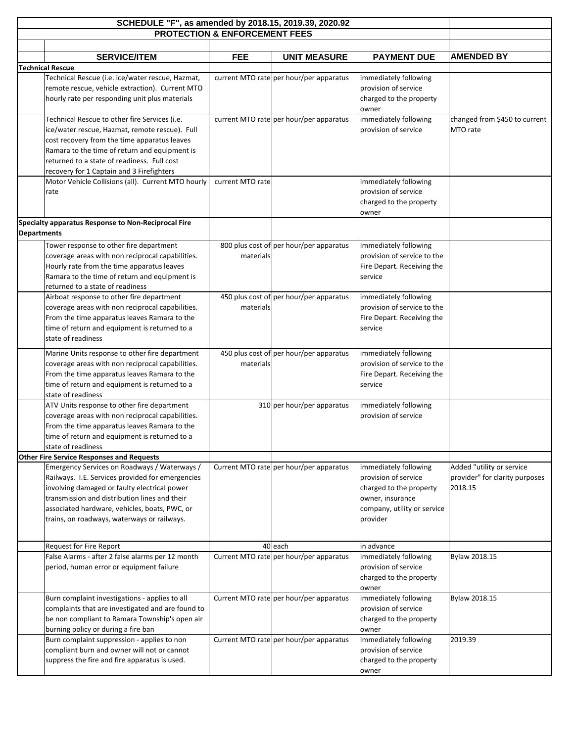## SCHEDULE "F", as amended by 2018.15, 2019.39, 2020.92

### PROTECTION & ENFORCEMENT FEES

| | SERVICE/ITEM | FEE | UNIT MEASURE | PAYMENT DUE | AMENDED BY |
|---|---|---|---|---|---|
| **Technical Rescue** | | | | | |
| | Technical Rescue (i.e. ice/water rescue, Hazmat, remote rescue, vehicle extraction). Current MTO hourly rate per responding unit plus materials | current MTO rate | per hour/per apparatus | immediately following provision of service charged to the property owner | |
| | Technical Rescue to other fire Services (i.e. ice/water rescue, Hazmat, remote rescue). Full cost recovery from the time apparatus leaves Ramara to the time of return and equipment is returned to a state of readiness. Full cost recovery for 1 Captain and 3 Firefighters | current MTO rate | per hour/per apparatus | immediately following provision of service | changed from $450 to current MTO rate |
| | Motor Vehicle Collisions (all). Current MTO hourly rate | current MTO rate | | immediately following provision of service charged to the property owner | |
| **Specialty apparatus Response to Non-Reciprocal Fire Departments** | | | | | |
| | Tower response to other fire department coverage areas with non reciprocal capabilities. Hourly rate from the time apparatus leaves Ramara to the time of return and equipment is returned to a state of readiness | 800 plus cost of materials | per hour/per apparatus | immediately following provision of service to the Fire Depart. Receiving the service | |
| | Airboat response to other fire department coverage areas with non reciprocal capabilities. From the time apparatus leaves Ramara to the time of return and equipment is returned to a state of readiness | 450 plus cost of materials | per hour/per apparatus | immediately following provision of service to the Fire Depart. Receiving the service | |
| | Marine Units response to other fire department coverage areas with non reciprocal capabilities. From the time apparatus leaves Ramara to the time of return and equipment is returned to a state of readiness | 450 plus cost of materials | per hour/per apparatus | immediately following provision of service to the Fire Depart. Receiving the service | |
| | ATV Units response to other fire department coverage areas with non reciprocal capabilities. From the time apparatus leaves Ramara to the time of return and equipment is returned to a state of readiness | 310 | per hour/per apparatus | immediately following provision of service | |
| **Other Fire Service Responses and Requests** | | | | | |
| | Emergency Services on Roadways / Waterways / Railways. I.E. Services provided for emergencies involving damaged or faulty electrical power transmission and distribution lines and their associated hardware, vehicles, boats, PWC, or trains, on roadways, waterways or railways. | Current MTO rate | per hour/per apparatus | immediately following provision of service charged to the property owner, insurance company, utility or service provider | Added "utility or service provider" for clarity purposes 2018.15 |
| | Request for Fire Report | 40 | each | in advance | |
| | False Alarms - after 2 false alarms per 12 month period, human error or equipment failure | Current MTO rate | per hour/per apparatus | immediately following provision of service charged to the property owner | Bylaw 2018.15 |
| | Burn complaint investigations - applies to all complaints that are investigated and are found to be non compliant to Ramara Township's open air burning policy or during a fire ban | Current MTO rate | per hour/per apparatus | immediately following provision of service charged to the property owner | Bylaw 2018.15 |
| | Burn complaint suppression - applies to non compliant burn and owner will not or cannot suppress the fire and fire apparatus is used. | Current MTO rate | per hour/per apparatus | immediately following provision of service charged to the property owner | 2019.39 |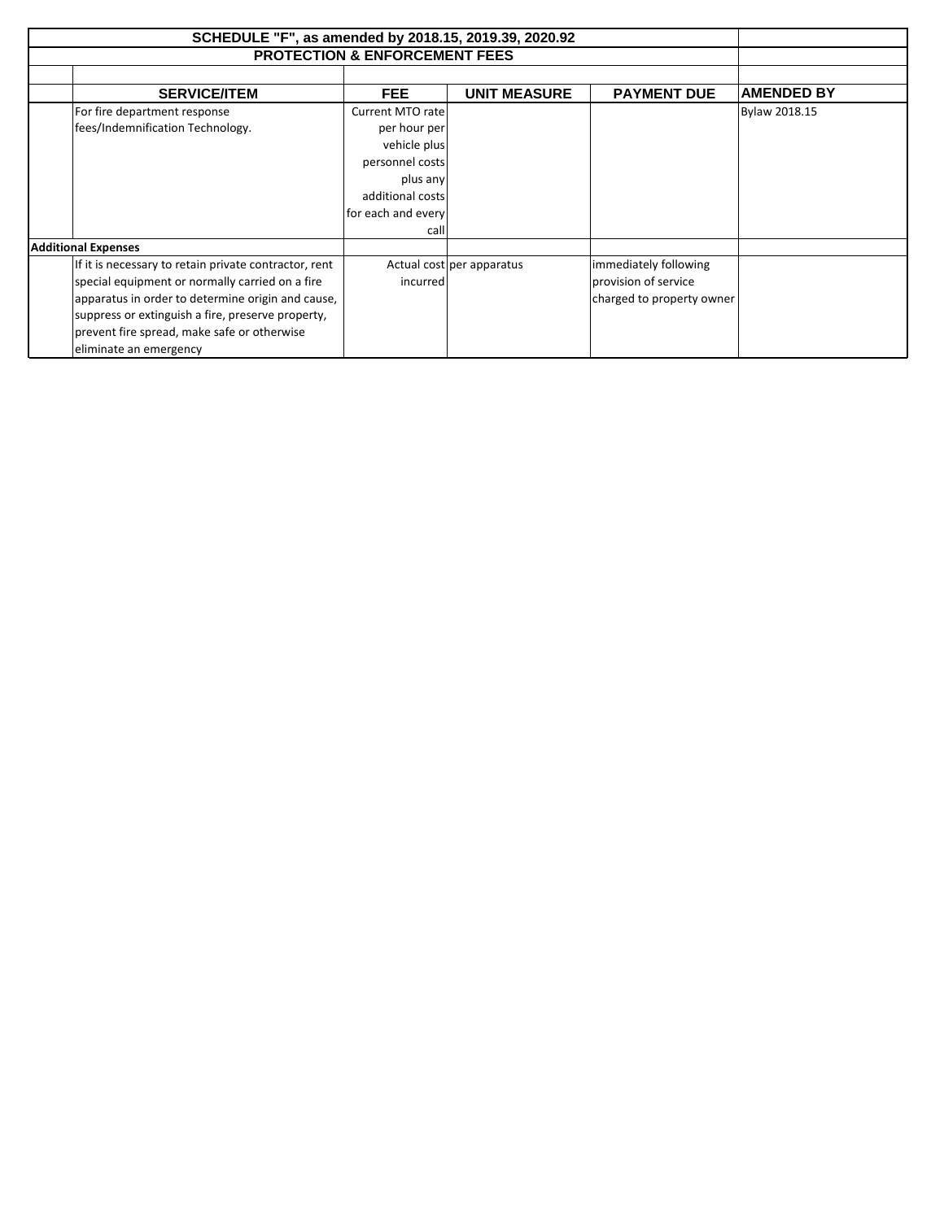| | SCHEDULE "F", as amended by 2018.15, 2019.39, 2020.92 | | | | |
|---|---|---|---|---|---|
| | PROTECTION & ENFORCEMENT FEES | | | | |
| | SERVICE/ITEM | FEE | UNIT MEASURE | PAYMENT DUE | AMENDED BY |
| | For fire department response fees/Indemnification Technology. | Current MTO rate per hour per vehicle plus personnel costs plus any additional costs for each and every call | | | Bylaw 2018.15 |
| **Additional Expenses** | | | | | |
| | If it is necessary to retain private contractor, rent special equipment or normally carried on a fire apparatus in order to determine origin and cause, suppress or extinguish a fire, preserve property, prevent fire spread, make safe or otherwise eliminate an emergency | Actual cost incurred | per apparatus | immediately following provision of service charged to property owner | |